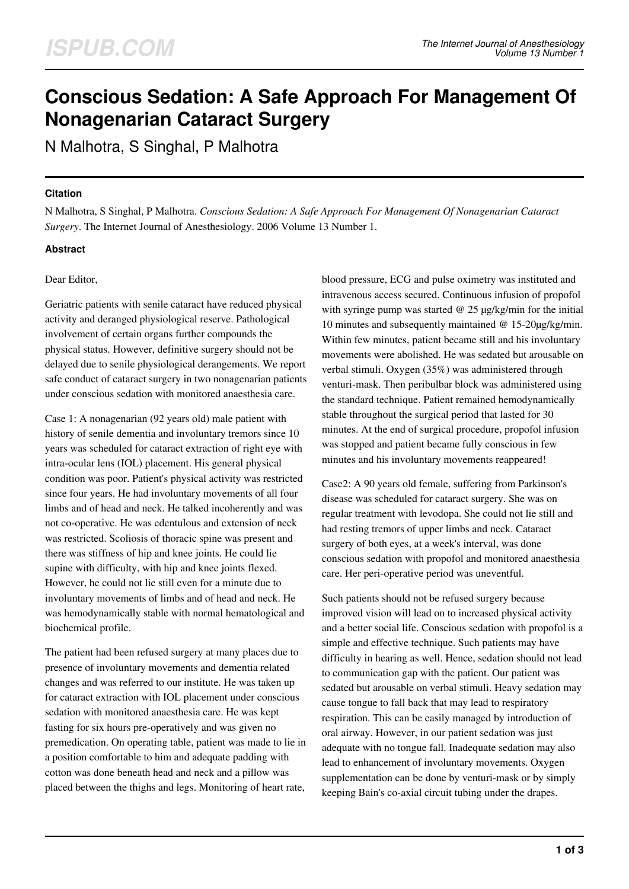# Conscious Sedation: A Safe Approach For Management Of Nonagenarian Cataract Surgery

N Malhotra, S Singhal, P Malhotra

### Citation

N Malhotra, S Singhal, P Malhotra. *Conscious Sedation: A Safe Approach For Management Of Nonagenarian Cataract Surgery*. The Internet Journal of Anesthesiology. 2006 Volume 13 Number 1.

### Abstract

Dear Editor,

Geriatric patients with senile cataract have reduced physical activity and deranged physiological reserve. Pathological involvement of certain organs further compounds the physical status. However, definitive surgery should not be delayed due to senile physiological derangements. We report safe conduct of cataract surgery in two nonagenarian patients under conscious sedation with monitored anaesthesia care.

Case 1: A nonagenarian (92 years old) male patient with history of senile dementia and involuntary tremors since 10 years was scheduled for cataract extraction of right eye with intra-ocular lens (IOL) placement. His general physical condition was poor. Patient's physical activity was restricted since four years. He had involuntary movements of all four limbs and of head and neck. He talked incoherently and was not co-operative. He was edentulous and extension of neck was restricted. Scoliosis of thoracic spine was present and there was stiffness of hip and knee joints. He could lie supine with difficulty, with hip and knee joints flexed. However, he could not lie still even for a minute due to involuntary movements of limbs and of head and neck. He was hemodynamically stable with normal hematological and biochemical profile.

The patient had been refused surgery at many places due to presence of involuntary movements and dementia related changes and was referred to our institute. He was taken up for cataract extraction with IOL placement under conscious sedation with monitored anaesthesia care. He was kept fasting for six hours pre-operatively and was given no premedication. On operating table, patient was made to lie in a position comfortable to him and adequate padding with cotton was done beneath head and neck and a pillow was placed between the thighs and legs. Monitoring of heart rate, blood pressure, ECG and pulse oximetry was instituted and intravenous access secured. Continuous infusion of propofol with syringe pump was started @ 25 µg/kg/min for the initial 10 minutes and subsequently maintained @ 15-20µg/kg/min. Within few minutes, patient became still and his involuntary movements were abolished. He was sedated but arousable on verbal stimuli. Oxygen (35%) was administered through venturi-mask. Then peribulbar block was administered using the standard technique. Patient remained hemodynamically stable throughout the surgical period that lasted for 30 minutes. At the end of surgical procedure, propofol infusion was stopped and patient became fully conscious in few minutes and his involuntary movements reappeared!

Case2: A 90 years old female, suffering from Parkinson's disease was scheduled for cataract surgery. She was on regular treatment with levodopa. She could not lie still and had resting tremors of upper limbs and neck. Cataract surgery of both eyes, at a week's interval, was done conscious sedation with propofol and monitored anaesthesia care. Her peri-operative period was uneventful.

Such patients should not be refused surgery because improved vision will lead on to increased physical activity and a better social life. Conscious sedation with propofol is a simple and effective technique. Such patients may have difficulty in hearing as well. Hence, sedation should not lead to communication gap with the patient. Our patient was sedated but arousable on verbal stimuli. Heavy sedation may cause tongue to fall back that may lead to respiratory respiration. This can be easily managed by introduction of oral airway. However, in our patient sedation was just adequate with no tongue fall. Inadequate sedation may also lead to enhancement of involuntary movements. Oxygen supplementation can be done by venturi-mask or by simply keeping Bain's co-axial circuit tubing under the drapes.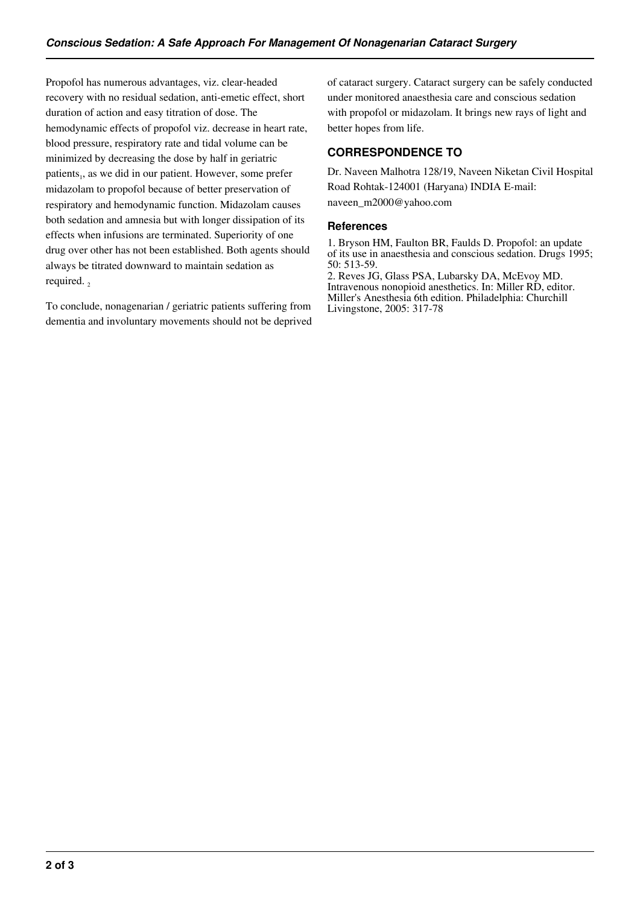Propofol has numerous advantages, viz. clear-headed recovery with no residual sedation, anti-emetic effect, short duration of action and easy titration of dose. The hemodynamic effects of propofol viz. decrease in heart rate, blood pressure, respiratory rate and tidal volume can be minimized by decreasing the dose by half in geriatric patients[1], as we did in our patient. However, some prefer midazolam to propofol because of better preservation of respiratory and hemodynamic function. Midazolam causes both sedation and amnesia but with longer dissipation of its effects when infusions are terminated. Superiority of one drug over other has not been established. Both agents should always be titrated downward to maintain sedation as required. [2]

To conclude, nonagenarian / geriatric patients suffering from dementia and involuntary movements should not be deprived of cataract surgery. Cataract surgery can be safely conducted under monitored anaesthesia care and conscious sedation with propofol or midazolam. It brings new rays of light and better hopes from life.

## CORRESPONDENCE TO

Dr. Naveen Malhotra 128/19, Naveen Niketan Civil Hospital Road Rohtak-124001 (Haryana) INDIA E-mail: naveen_m2000@yahoo.com

### References

1. Bryson HM, Faulton BR, Faulds D. Propofol: an update of its use in anaesthesia and conscious sedation. Drugs 1995; 50: 513-59.
2. Reves JG, Glass PSA, Lubarsky DA, McEvoy MD. Intravenous nonopioid anesthetics. In: Miller RD, editor. Miller's Anesthesia 6th edition. Philadelphia: Churchill Livingstone, 2005: 317-78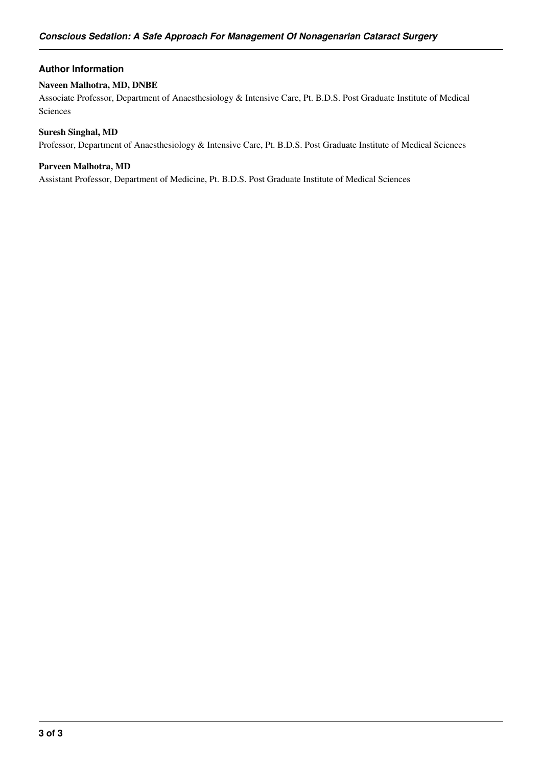## Author Information

**Naveen Malhotra, MD, DNBE**

Associate Professor, Department of Anaesthesiology & Intensive Care, Pt. B.D.S. Post Graduate Institute of Medical Sciences

**Suresh Singhal, MD**

Professor, Department of Anaesthesiology & Intensive Care, Pt. B.D.S. Post Graduate Institute of Medical Sciences

**Parveen Malhotra, MD**

Assistant Professor, Department of Medicine, Pt. B.D.S. Post Graduate Institute of Medical Sciences